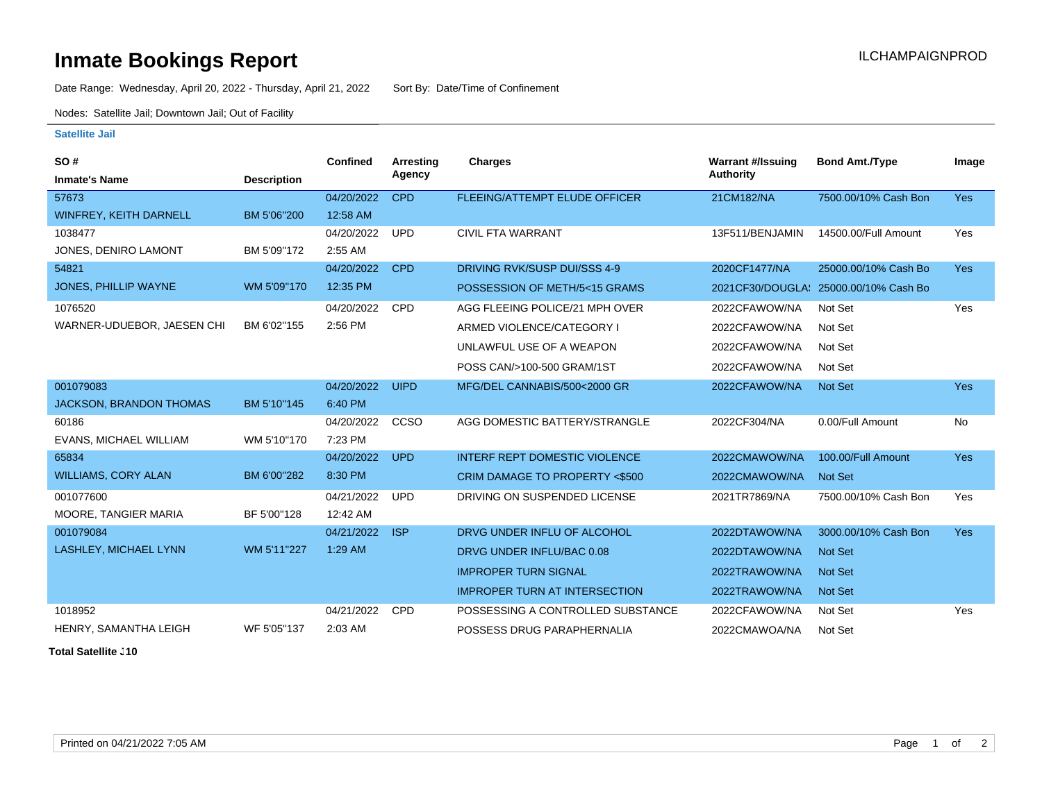# Inmate Bookings Report

ILCHAMPAIGNPROD

Date Range: Wednesday, April 20, 2022 - Thursday, April 21, 2022 Sort By: Date/Time of Confinement

Nodes: Satellite Jail; Downtown Jail; Out of Facility

### Satellite Jail

| SO # / Inmate's Name | Description | Confined | Arresting Agency | Charges | Warrant #/Issuing Authority | Bond Amt./Type | Image |
|---|---|---|---|---|---|---|---|
| 57673 | | 04/20/2022 | CPD | FLEEING/ATTEMPT ELUDE OFFICER | 21CM182/NA | 7500.00/10% Cash Bon | Yes |
| WINFREY, KEITH DARNELL | BM 5'06"200 | 12:58 AM | | | | | |
| 1038477 | | 04/20/2022 | UPD | CIVIL FTA WARRANT | 13F511/BENJAMIN | 14500.00/Full Amount | Yes |
| JONES, DENIRO LAMONT | BM 5'09"172 | 2:55 AM | | | | | |
| 54821 | | 04/20/2022 | CPD | DRIVING RVK/SUSP DUI/SSS 4-9 | 2020CF1477/NA | 25000.00/10% Cash Bo | Yes |
| JONES, PHILLIP WAYNE | WM 5'09"170 | 12:35 PM | | POSSESSION OF METH/5<15 GRAMS | 2021CF30/DOUGLA: | 25000.00/10% Cash Bo | |
| 1076520 | | 04/20/2022 | CPD | AGG FLEEING POLICE/21 MPH OVER | 2022CFAWOW/NA | Not Set | Yes |
| WARNER-UDUEBOR, JAESEN CHI | BM 6'02"155 | 2:56 PM | | ARMED VIOLENCE/CATEGORY I | 2022CFAWOW/NA | Not Set | |
| | | | | UNLAWFUL USE OF A WEAPON | 2022CFAWOW/NA | Not Set | |
| | | | | POSS CAN/>100-500 GRAM/1ST | 2022CFAWOW/NA | Not Set | |
| 001079083 | | 04/20/2022 | UIPD | MFG/DEL CANNABIS/500<2000 GR | 2022CFAWOW/NA | Not Set | Yes |
| JACKSON, BRANDON THOMAS | BM 5'10"145 | 6:40 PM | | | | | |
| 60186 | | 04/20/2022 | CCSO | AGG DOMESTIC BATTERY/STRANGLE | 2022CF304/NA | 0.00/Full Amount | No |
| EVANS, MICHAEL WILLIAM | WM 5'10"170 | 7:23 PM | | | | | |
| 65834 | | 04/20/2022 | UPD | INTERF REPT DOMESTIC VIOLENCE | 2022CMAWOW/NA | 100.00/Full Amount | Yes |
| WILLIAMS, CORY ALAN | BM 6'00"282 | 8:30 PM | | CRIM DAMAGE TO PROPERTY <$500 | 2022CMAWOW/NA | Not Set | |
| 001077600 | | 04/21/2022 | UPD | DRIVING ON SUSPENDED LICENSE | 2021TR7869/NA | 7500.00/10% Cash Bon | Yes |
| MOORE, TANGIER MARIA | BF 5'00"128 | 12:42 AM | | | | | |
| 001079084 | | 04/21/2022 | ISP | DRVG UNDER INFLU OF ALCOHOL | 2022DTAWOW/NA | 3000.00/10% Cash Bon | Yes |
| LASHLEY, MICHAEL LYNN | WM 5'11"227 | 1:29 AM | | DRVG UNDER INFLU/BAC 0.08 | 2022DTAWOW/NA | Not Set | |
| | | | | IMPROPER TURN SIGNAL | 2022TRAWOW/NA | Not Set | |
| | | | | IMPROPER TURN AT INTERSECTION | 2022TRAWOW/NA | Not Set | |
| 1018952 | | 04/21/2022 | CPD | POSSESSING A CONTROLLED SUBSTANCE | 2022CFAWOW/NA | Not Set | Yes |
| HENRY, SAMANTHA LEIGH | WF 5'05"137 | 2:03 AM | | POSSESS DRUG PARAPHERNALIA | 2022CMAWOA/NA | Not Set | |

**Total Satellite J10**

Printed on 04/21/2022 7:05 AM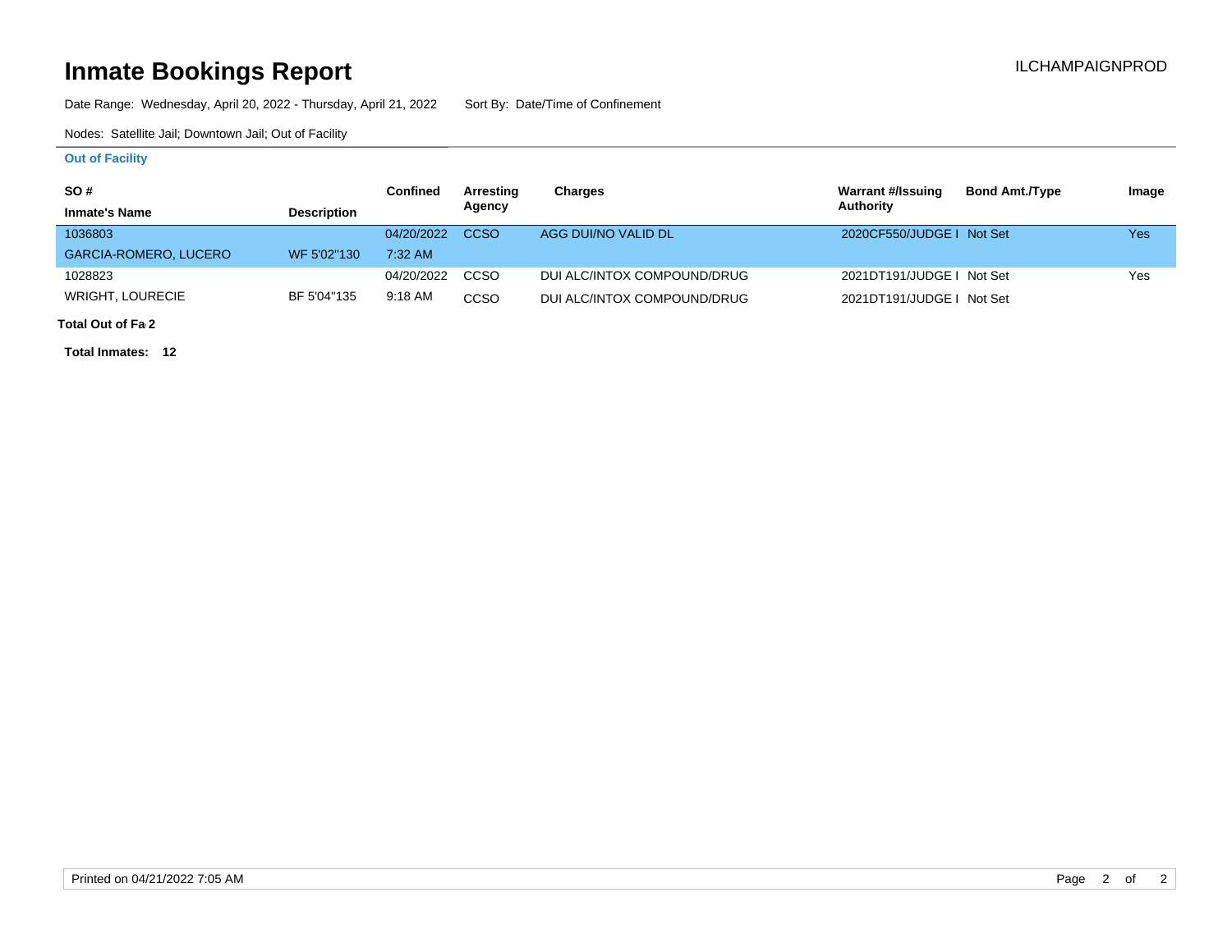# Inmate Bookings Report

ILCHAMPAIGNPROD

Date Range: Wednesday, April 20, 2022 - Thursday, April 21, 2022 Sort By: Date/Time of Confinement

Nodes: Satellite Jail; Downtown Jail; Out of Facility

### Out of Facility

| SO # / Inmate's Name | Description | Confined | Arresting Agency | Charges | Warrant #/Issuing Authority | Bond Amt./Type | Image |
|---|---|---|---|---|---|---|---|
| 1036803 | | 04/20/2022 | CCSO | AGG DUI/NO VALID DL | 2020CF550/JUDGE I | Not Set | Yes |
| GARCIA-ROMERO, LUCERO | WF 5'02"130 | 7:32 AM | | | | | |
| 1028823 | | 04/20/2022 | CCSO | DUI ALC/INTOX COMPOUND/DRUG | 2021DT191/JUDGE I | Not Set | Yes |
| WRIGHT, LOURECIE | BF 5'04"135 | 9:18 AM | CCSO | DUI ALC/INTOX COMPOUND/DRUG | 2021DT191/JUDGE I | Not Set | |

**Total Out of Fa 2**

**Total Inmates: 12**

Printed on 04/21/2022 7:05 AM